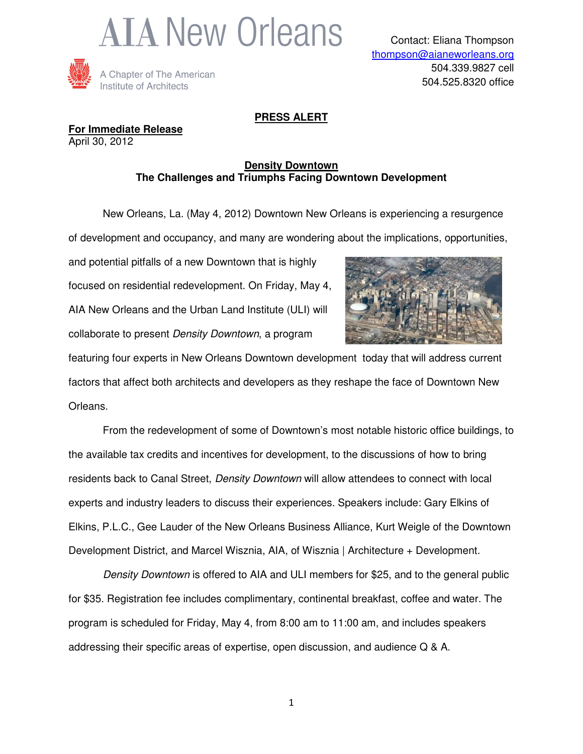# AIA New Orleans

A Chapter of The American Institute of Architects

Contact: Eliana Thompson
thompson@aianeworleans.org
504.339.9827 cell
504.525.8320 office

**PRESS ALERT**

**For Immediate Release**
April 30, 2012

**Density Downtown**
**The Challenges and Triumphs Facing Downtown Development**

New Orleans, La. (May 4, 2012) Downtown New Orleans is experiencing a resurgence of development and occupancy, and many are wondering about the implications, opportunities, and potential pitfalls of a new Downtown that is highly focused on residential redevelopment. On Friday, May 4, AIA New Orleans and the Urban Land Institute (ULI) will collaborate to present *Density Downtown*, a program featuring four experts in New Orleans Downtown development today that will address current factors that affect both architects and developers as they reshape the face of Downtown New Orleans.

From the redevelopment of some of Downtown's most notable historic office buildings, to the available tax credits and incentives for development, to the discussions of how to bring residents back to Canal Street, *Density Downtown* will allow attendees to connect with local experts and industry leaders to discuss their experiences. Speakers include: Gary Elkins of Elkins, P.L.C., Gee Lauder of the New Orleans Business Alliance, Kurt Weigle of the Downtown Development District, and Marcel Wisznia, AIA, of Wisznia | Architecture + Development.

*Density Downtown* is offered to AIA and ULI members for $25, and to the general public for $35. Registration fee includes complimentary, continental breakfast, coffee and water. The program is scheduled for Friday, May 4, from 8:00 am to 11:00 am, and includes speakers addressing their specific areas of expertise, open discussion, and audience Q & A.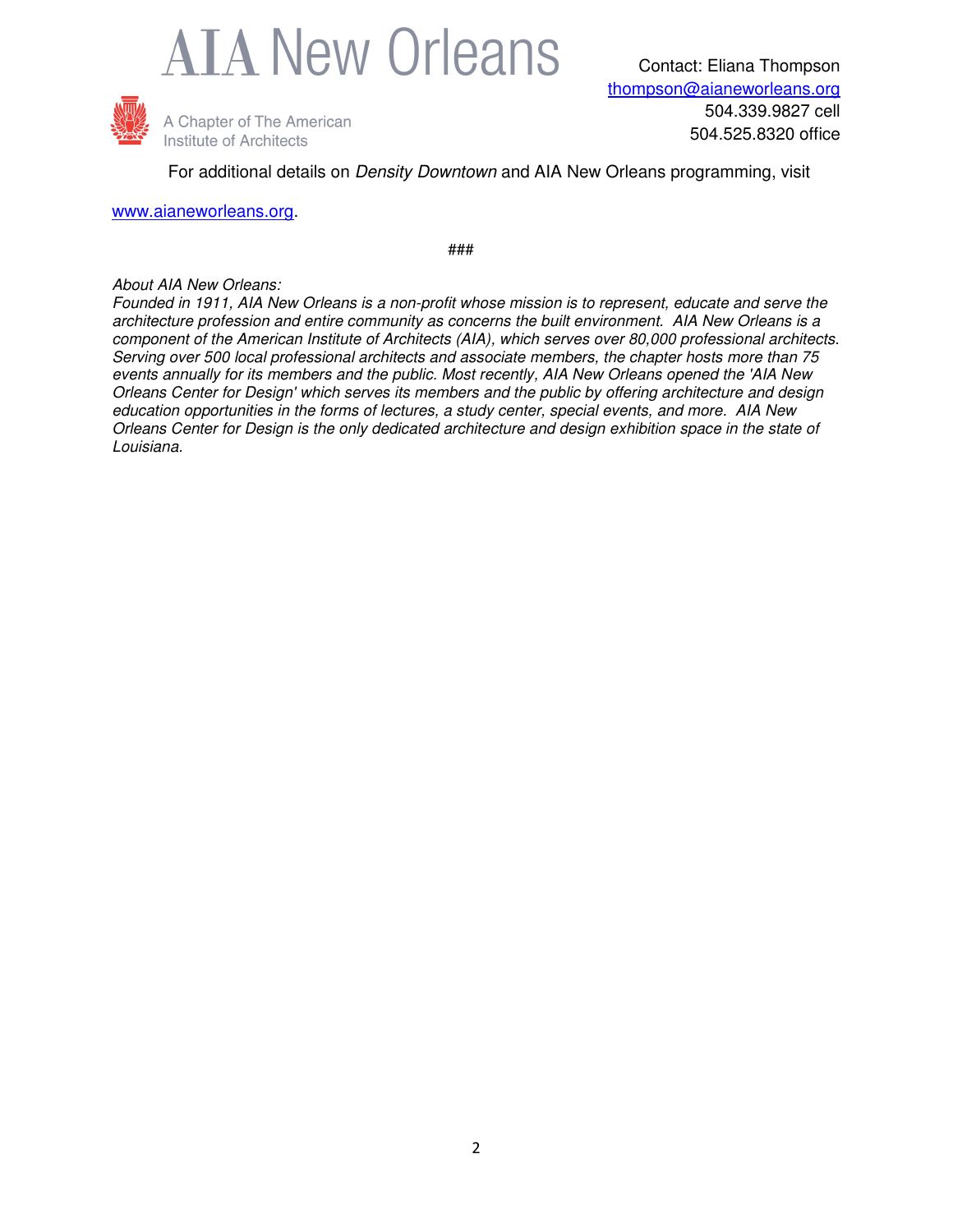# AIA New Orleans

A Chapter of The American Institute of Architects

Contact: Eliana Thompson
thompson@aianeworleans.org
504.339.9827 cell
504.525.8320 office

For additional details on *Density Downtown* and AIA New Orleans programming, visit www.aianeworleans.org.

###

*About AIA New Orleans:*
*Founded in 1911, AIA New Orleans is a non-profit whose mission is to represent, educate and serve the architecture profession and entire community as concerns the built environment. AIA New Orleans is a component of the American Institute of Architects (AIA), which serves over 80,000 professional architects. Serving over 500 local professional architects and associate members, the chapter hosts more than 75 events annually for its members and the public. Most recently, AIA New Orleans opened the 'AIA New Orleans Center for Design' which serves its members and the public by offering architecture and design education opportunities in the forms of lectures, a study center, special events, and more. AIA New Orleans Center for Design is the only dedicated architecture and design exhibition space in the state of Louisiana.*